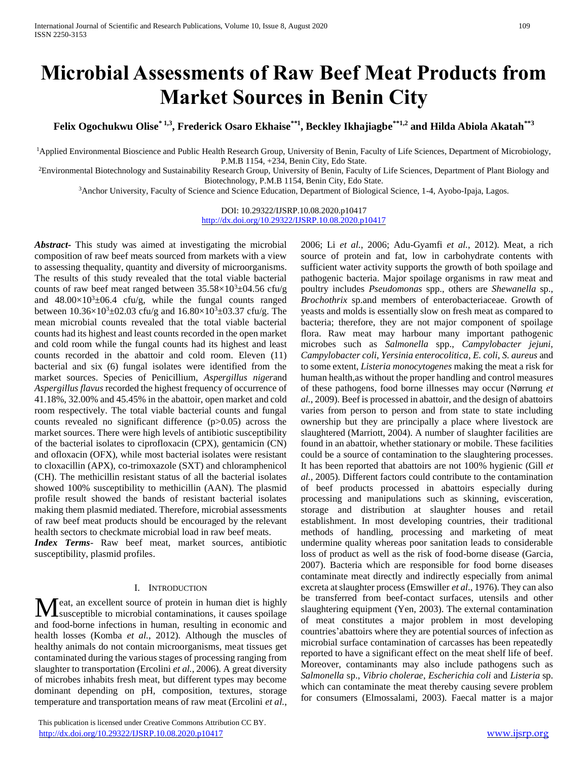# Microbial Assessments of Raw Beef Meat Products from Market Sources in Benin City

**Felix Ogochukwu Olise[*1,3], Frederick Osaro Ekhaise[**1], Beckley Ikhajiagbe[**1,2] and Hilda Abiola Akatah[**3]**

[1]Applied Environmental Bioscience and Public Health Research Group, University of Benin, Faculty of Life Sciences, Department of Microbiology, P.M.B 1154, +234, Benin City, Edo State.

[2]Environmental Biotechnology and Sustainability Research Group, University of Benin, Faculty of Life Sciences, Department of Plant Biology and Biotechnology, P.M.B 1154, Benin City, Edo State.

[3]Anchor University, Faculty of Science and Science Education, Department of Biological Science, 1-4, Ayobo-Ipaja, Lagos.

DOI: 10.29322/IJSRP.10.08.2020.p10417
http://dx.doi.org/10.29322/IJSRP.10.08.2020.p10417

***Abstract-*** This study was aimed at investigating the microbial composition of raw beef meats sourced from markets with a view to assessing thequality, quantity and diversity of microorganisms. The results of this study revealed that the total viable bacterial counts of raw beef meat ranged between $35.58\times10^3\pm04.56$ cfu/g and $48.00\times10^3\pm06.4$ cfu/g, while the fungal counts ranged between $10.36\times10^3\pm02.03$ cfu/g and $16.80\times10^3\pm03.37$ cfu/g. The mean microbial counts revealed that the total viable bacterial counts had its highest and least counts recorded in the open market and cold room while the fungal counts had its highest and least counts recorded in the abattoir and cold room. Eleven (11) bacterial and six (6) fungal isolates were identified from the market sources. Species of Penicillium, *Aspergillus niger*and *Aspergillus flavus* recorded the highest frequency of occurrence of 41.18%, 32.00% and 45.45% in the abattoir, open market and cold room respectively. The total viable bacterial counts and fungal counts revealed no significant difference ($p>0.05$) across the market sources. There were high levels of antibiotic susceptibility of the bacterial isolates to ciprofloxacin (CPX), gentamicin (CN) and ofloxacin (OFX), while most bacterial isolates were resistant to cloxacillin (APX), co-trimoxazole (SXT) and chloramphenicol (CH). The methicillin resistant status of all the bacterial isolates showed 100% susceptibility to methicillin (AAN). The plasmid profile result showed the bands of resistant bacterial isolates making them plasmid mediated. Therefore, microbial assessments of raw beef meat products should be encouraged by the relevant health sectors to checkmate microbial load in raw beef meats.

***Index Terms*-** Raw beef meat, market sources, antibiotic susceptibility, plasmid profiles.

## I. Introduction

Meat, an excellent source of protein in human diet is highly susceptible to microbial contaminations, it causes spoilage and food-borne infections in human, resulting in economic and health losses (Komba *et al.*, 2012). Although the muscles of healthy animals do not contain microorganisms, meat tissues get contaminated during the various stages of processing ranging from slaughter to transportation (Ercolini *et al.*, 2006). A great diversity of microbes inhabits fresh meat, but different types may become dominant depending on pH, composition, textures, storage temperature and transportation means of raw meat (Ercolini *et al.*, 2006; Li *et al.*, 2006; Adu-Gyamfi *et al.*, 2012). Meat, a rich source of protein and fat, low in carbohydrate contents with sufficient water activity supports the growth of both spoilage and pathogenic bacteria. Major spoilage organisms in raw meat and poultry includes *Pseudomonas* spp., others are *Shewanella* sp., *Brochothrix* sp.and members of enterobacteriaceae. Growth of yeasts and molds is essentially slow on fresh meat as compared to bacteria; therefore, they are not major component of spoilage flora. Raw meat may harbour many important pathogenic microbes such as *Salmonella* spp., *Campylobacter jejuni, Campylobacter coli*, *Yersinia enterocolitica*, *E. coli*, *S. aureus* and to some extent, *Listeria monocytogenes* making the meat a risk for human health,as without the proper handling and control measures of these pathogens, food borne illnesses may occur (Nørrung *et al.*, 2009). Beef is processed in abattoir, and the design of abattoirs varies from person to person and from state to state including ownership but they are principally a place where livestock are slaughtered (Marriott, 2004). A number of slaughter facilities are found in an abattoir, whether stationary or mobile. These facilities could be a source of contamination to the slaughtering processes. It has been reported that abattoirs are not 100% hygienic (Gill *et al.*, 2005). Different factors could contribute to the contamination of beef products processed in abattoirs especially during processing and manipulations such as skinning, evisceration, storage and distribution at slaughter houses and retail establishment. In most developing countries, their traditional methods of handling, processing and marketing of meat undermine quality whereas poor sanitation leads to considerable loss of product as well as the risk of food-borne disease (Garcia, 2007). Bacteria which are responsible for food borne diseases contaminate meat directly and indirectly especially from animal excreta at slaughter process (Emswiller *et al*., 1976). They can also be transferred from beef-contact surfaces, utensils and other slaughtering equipment (Yen, 2003). The external contamination of meat constitutes a major problem in most developing countries'abattoirs where they are potential sources of infection as microbial surface contamination of carcasses has been repeatedly reported to have a significant effect on the meat shelf life of beef. Moreover, contaminants may also include pathogens such as *Salmonella* sp., *Vibrio cholerae*, *Escherichia coli* and *Listeria* sp. which can contaminate the meat thereby causing severe problem for consumers (Elmossalami, 2003). Faecal matter is a major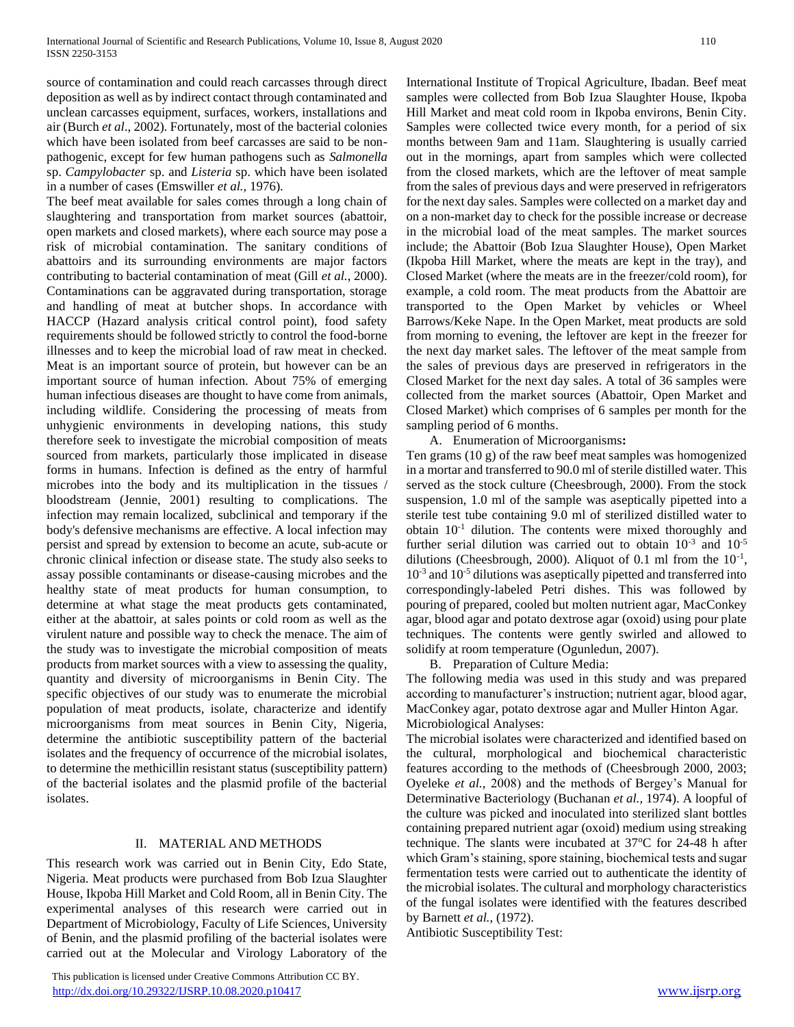source of contamination and could reach carcasses through direct deposition as well as by indirect contact through contaminated and unclean carcasses equipment, surfaces, workers, installations and air (Burch *et al*., 2002). Fortunately, most of the bacterial colonies which have been isolated from beef carcasses are said to be non-pathogenic, except for few human pathogens such as *Salmonella* sp. *Campylobacter* sp. and *Listeria* sp. which have been isolated in a number of cases (Emswiller *et al.*, 1976).

The beef meat available for sales comes through a long chain of slaughtering and transportation from market sources (abattoir, open markets and closed markets), where each source may pose a risk of microbial contamination. The sanitary conditions of abattoirs and its surrounding environments are major factors contributing to bacterial contamination of meat (Gill *et al.*, 2000). Contaminations can be aggravated during transportation, storage and handling of meat at butcher shops. In accordance with HACCP (Hazard analysis critical control point), food safety requirements should be followed strictly to control the food-borne illnesses and to keep the microbial load of raw meat in checked. Meat is an important source of protein, but however can be an important source of human infection. About 75% of emerging human infectious diseases are thought to have come from animals, including wildlife. Considering the processing of meats from unhygienic environments in developing nations, this study therefore seek to investigate the microbial composition of meats sourced from markets, particularly those implicated in disease forms in humans. Infection is defined as the entry of harmful microbes into the body and its multiplication in the tissues / bloodstream (Jennie, 2001) resulting to complications. The infection may remain localized, subclinical and temporary if the body's defensive mechanisms are effective. A local infection may persist and spread by extension to become an acute, sub-acute or chronic clinical infection or disease state. The study also seeks to assay possible contaminants or disease-causing microbes and the healthy state of meat products for human consumption, to determine at what stage the meat products gets contaminated, either at the abattoir, at sales points or cold room as well as the virulent nature and possible way to check the menace. The aim of the study was to investigate the microbial composition of meats products from market sources with a view to assessing the quality, quantity and diversity of microorganisms in Benin City. The specific objectives of our study was to enumerate the microbial population of meat products, isolate, characterize and identify microorganisms from meat sources in Benin City, Nigeria, determine the antibiotic susceptibility pattern of the bacterial isolates and the frequency of occurrence of the microbial isolates, to determine the methicillin resistant status (susceptibility pattern) of the bacterial isolates and the plasmid profile of the bacterial isolates.

## II. MATERIAL AND METHODS

This research work was carried out in Benin City, Edo State, Nigeria. Meat products were purchased from Bob Izua Slaughter House, Ikpoba Hill Market and Cold Room, all in Benin City. The experimental analyses of this research were carried out in Department of Microbiology, Faculty of Life Sciences, University of Benin, and the plasmid profiling of the bacterial isolates were carried out at the Molecular and Virology Laboratory of the International Institute of Tropical Agriculture, Ibadan. Beef meat samples were collected from Bob Izua Slaughter House, Ikpoba Hill Market and meat cold room in Ikpoba environs, Benin City. Samples were collected twice every month, for a period of six months between 9am and 11am. Slaughtering is usually carried out in the mornings, apart from samples which were collected from the closed markets, which are the leftover of meat sample from the sales of previous days and were preserved in refrigerators for the next day sales. Samples were collected on a market day and on a non-market day to check for the possible increase or decrease in the microbial load of the meat samples. The market sources include; the Abattoir (Bob Izua Slaughter House), Open Market (Ikpoba Hill Market, where the meats are kept in the tray), and Closed Market (where the meats are in the freezer/cold room), for example, a cold room. The meat products from the Abattoir are transported to the Open Market by vehicles or Wheel Barrows/Keke Nape. In the Open Market, meat products are sold from morning to evening, the leftover are kept in the freezer for the next day market sales. The leftover of the meat sample from the sales of previous days are preserved in refrigerators in the Closed Market for the next day sales. A total of 36 samples were collected from the market sources (Abattoir, Open Market and Closed Market) which comprises of 6 samples per month for the sampling period of 6 months.

### A. Enumeration of Microorganisms:

Ten grams (10 g) of the raw beef meat samples was homogenized in a mortar and transferred to 90.0 ml of sterile distilled water. This served as the stock culture (Cheesbrough, 2000). From the stock suspension, 1.0 ml of the sample was aseptically pipetted into a sterile test tube containing 9.0 ml of sterilized distilled water to obtain $10^{-1}$ dilution. The contents were mixed thoroughly and further serial dilution was carried out to obtain $10^{-3}$ and $10^{-5}$ dilutions (Cheesbrough, 2000). Aliquot of 0.1 ml from the $10^{-1}$, $10^{-3}$ and $10^{-5}$ dilutions was aseptically pipetted and transferred into correspondingly-labeled Petri dishes. This was followed by pouring of prepared, cooled but molten nutrient agar, MacConkey agar, blood agar and potato dextrose agar (oxoid) using pour plate techniques. The contents were gently swirled and allowed to solidify at room temperature (Ogunledun, 2007).

### B. Preparation of Culture Media:

The following media was used in this study and was prepared according to manufacturer's instruction; nutrient agar, blood agar, MacConkey agar, potato dextrose agar and Muller Hinton Agar.

Microbiological Analyses:

The microbial isolates were characterized and identified based on the cultural, morphological and biochemical characteristic features according to the methods of (Cheesbrough 2000, 2003; Oyeleke *et al.,* 2008) and the methods of Bergey's Manual for Determinative Bacteriology (Buchanan *et al.,* 1974). A loopful of the culture was picked and inoculated into sterilized slant bottles containing prepared nutrient agar (oxoid) medium using streaking technique. The slants were incubated at 37°C for 24-48 h after which Gram's staining, spore staining, biochemical tests and sugar fermentation tests were carried out to authenticate the identity of the microbial isolates. The cultural and morphology characteristics of the fungal isolates were identified with the features described by Barnett *et al.,* (1972).

Antibiotic Susceptibility Test: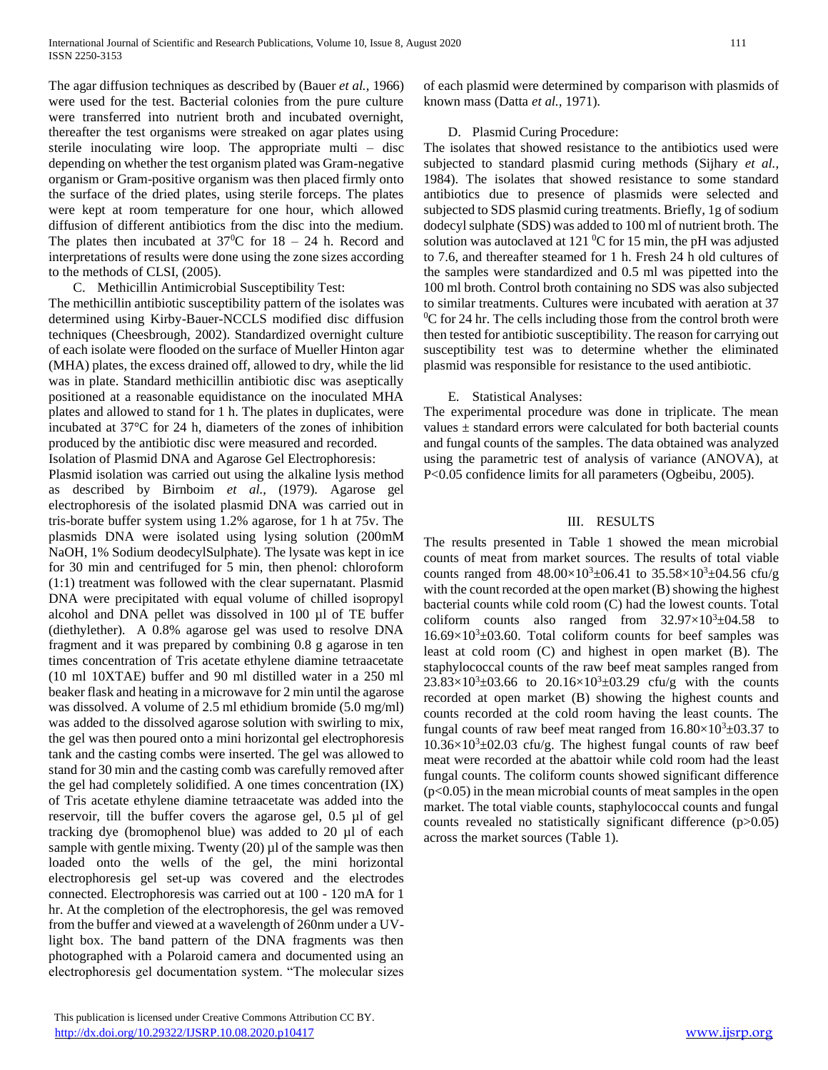The agar diffusion techniques as described by (Bauer *et al.,* 1966) were used for the test. Bacterial colonies from the pure culture were transferred into nutrient broth and incubated overnight, thereafter the test organisms were streaked on agar plates using sterile inoculating wire loop. The appropriate multi – disc depending on whether the test organism plated was Gram-negative organism or Gram-positive organism was then placed firmly onto the surface of the dried plates, using sterile forceps. The plates were kept at room temperature for one hour, which allowed diffusion of different antibiotics from the disc into the medium. The plates then incubated at $37^0$C for 18 – 24 h. Record and interpretations of results were done using the zone sizes according to the methods of CLSI, (2005).

C. Methicillin Antimicrobial Susceptibility Test:

The methicillin antibiotic susceptibility pattern of the isolates was determined using Kirby-Bauer-NCCLS modified disc diffusion techniques (Cheesbrough, 2002). Standardized overnight culture of each isolate were flooded on the surface of Mueller Hinton agar (MHA) plates, the excess drained off, allowed to dry, while the lid was in plate. Standard methicillin antibiotic disc was aseptically positioned at a reasonable equidistance on the inoculated MHA plates and allowed to stand for 1 h. The plates in duplicates, were incubated at 37°C for 24 h, diameters of the zones of inhibition produced by the antibiotic disc were measured and recorded.

Isolation of Plasmid DNA and Agarose Gel Electrophoresis:

Plasmid isolation was carried out using the alkaline lysis method as described by Birnboim *et al.,* (1979). Agarose gel electrophoresis of the isolated plasmid DNA was carried out in tris-borate buffer system using 1.2% agarose, for 1 h at 75v. The plasmids DNA were isolated using lysing solution (200mM NaOH, 1% Sodium deodecylSulphate). The lysate was kept in ice for 30 min and centrifuged for 5 min, then phenol: chloroform (1:1) treatment was followed with the clear supernatant. Plasmid DNA were precipitated with equal volume of chilled isopropyl alcohol and DNA pellet was dissolved in 100 µl of TE buffer (diethylether). A 0.8% agarose gel was used to resolve DNA fragment and it was prepared by combining 0.8 g agarose in ten times concentration of Tris acetate ethylene diamine tetraacetate (10 ml 10XTAE) buffer and 90 ml distilled water in a 250 ml beaker flask and heating in a microwave for 2 min until the agarose was dissolved. A volume of 2.5 ml ethidium bromide (5.0 mg/ml) was added to the dissolved agarose solution with swirling to mix, the gel was then poured onto a mini horizontal gel electrophoresis tank and the casting combs were inserted. The gel was allowed to stand for 30 min and the casting comb was carefully removed after the gel had completely solidified. A one times concentration (IX) of Tris acetate ethylene diamine tetraacetate was added into the reservoir, till the buffer covers the agarose gel, 0.5 µl of gel tracking dye (bromophenol blue) was added to 20 µl of each sample with gentle mixing. Twenty (20) µl of the sample was then loaded onto the wells of the gel, the mini horizontal electrophoresis gel set-up was covered and the electrodes connected. Electrophoresis was carried out at 100 - 120 mA for 1 hr. At the completion of the electrophoresis, the gel was removed from the buffer and viewed at a wavelength of 260nm under a UV-light box. The band pattern of the DNA fragments was then photographed with a Polaroid camera and documented using an electrophoresis gel documentation system. "The molecular sizes of each plasmid were determined by comparison with plasmids of known mass (Datta *et al.,* 1971).

D. Plasmid Curing Procedure:

The isolates that showed resistance to the antibiotics used were subjected to standard plasmid curing methods (Sijhary *et al.,* 1984). The isolates that showed resistance to some standard antibiotics due to presence of plasmids were selected and subjected to SDS plasmid curing treatments. Briefly, 1g of sodium dodecyl sulphate (SDS) was added to 100 ml of nutrient broth. The solution was autoclaved at 121 $^0$C for 15 min, the pH was adjusted to 7.6, and thereafter steamed for 1 h. Fresh 24 h old cultures of the samples were standardized and 0.5 ml was pipetted into the 100 ml broth. Control broth containing no SDS was also subjected to similar treatments. Cultures were incubated with aeration at 37 $^0$C for 24 hr. The cells including those from the control broth were then tested for antibiotic susceptibility. The reason for carrying out susceptibility test was to determine whether the eliminated plasmid was responsible for resistance to the used antibiotic.

E. Statistical Analyses:

The experimental procedure was done in triplicate. The mean values ± standard errors were calculated for both bacterial counts and fungal counts of the samples. The data obtained was analyzed using the parametric test of analysis of variance (ANOVA), at $P<0.05$ confidence limits for all parameters (Ogbeibu, 2005).

## III. RESULTS

The results presented in Table 1 showed the mean microbial counts of meat from market sources. The results of total viable counts ranged from $48.00\times10^3\pm06.41$ to $35.58\times10^3\pm04.56$ cfu/g with the count recorded at the open market (B) showing the highest bacterial counts while cold room (C) had the lowest counts. Total coliform counts also ranged from $32.97\times10^3\pm04.58$ to $16.69\times10^3\pm03.60$. Total coliform counts for beef samples was least at cold room (C) and highest in open market (B). The staphylococcal counts of the raw beef meat samples ranged from $23.83\times10^3\pm03.66$ to $20.16\times10^3\pm03.29$ cfu/g with the counts recorded at open market (B) showing the highest counts and counts recorded at the cold room having the least counts. The fungal counts of raw beef meat ranged from $16.80\times10^3\pm03.37$ to $10.36\times10^3\pm02.03$ cfu/g. The highest fungal counts of raw beef meat were recorded at the abattoir while cold room had the least fungal counts. The coliform counts showed significant difference ($p<0.05$) in the mean microbial counts of meat samples in the open market. The total viable counts, staphylococcal counts and fungal counts revealed no statistically significant difference ($p>0.05$) across the market sources (Table 1).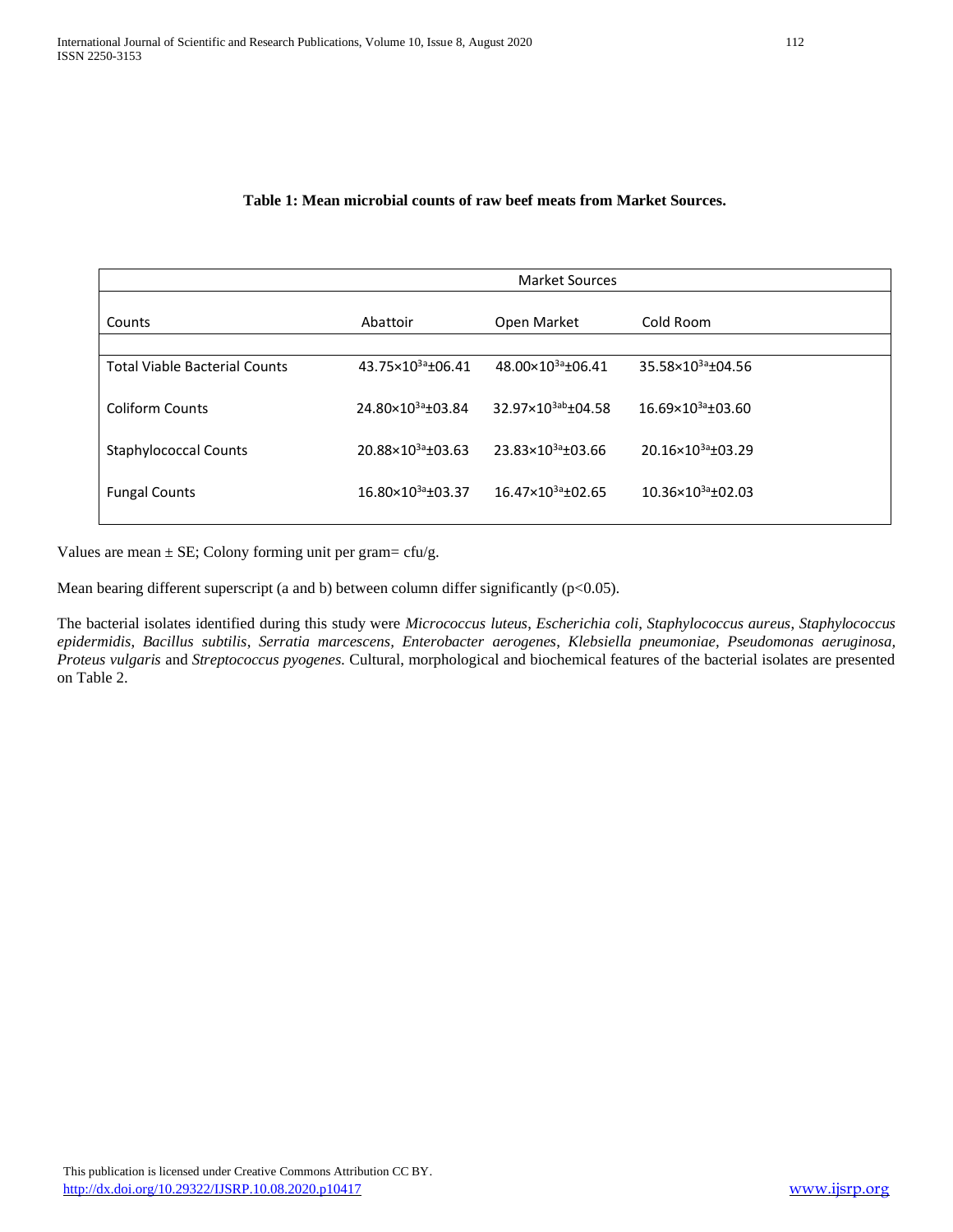**Table 1: Mean microbial counts of raw beef meats from Market Sources.**

| | Market Sources | | |
|---|---|---|---|
| Counts | Abattoir | Open Market | Cold Room |
| Total Viable Bacterial Counts | $43.75\times10^{3a}\pm06.41$ | $48.00\times10^{3a}\pm06.41$ | $35.58\times10^{3a}\pm04.56$ |
| Coliform Counts | $24.80\times10^{3a}\pm03.84$ | $32.97\times10^{3ab}\pm04.58$ | $16.69\times10^{3a}\pm03.60$ |
| Staphylococcal Counts | $20.88\times10^{3a}\pm03.63$ | $23.83\times10^{3a}\pm03.66$ | $20.16\times10^{3a}\pm03.29$ |
| Fungal Counts | $16.80\times10^{3a}\pm03.37$ | $16.47\times10^{3a}\pm02.65$ | $10.36\times10^{3a}\pm02.03$ |

Values are mean ± SE; Colony forming unit per gram= cfu/g.

Mean bearing different superscript (a and b) between column differ significantly ($p<0.05$).

The bacterial isolates identified during this study were *Micrococcus luteus*, *Escherichia coli*, *Staphylococcus aureus*, *Staphylococcus epidermidis*, *Bacillus subtilis*, *Serratia marcescens*, *Enterobacter aerogenes*, *Klebsiella pneumoniae*, *Pseudomonas aeruginosa*, *Proteus vulgaris* and *Streptococcus pyogenes*. Cultural, morphological and biochemical features of the bacterial isolates are presented on Table 2.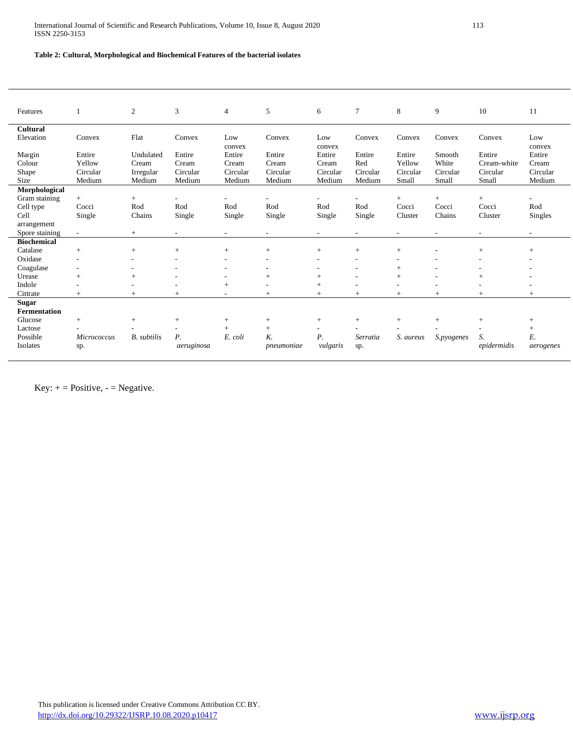**Table 2: Cultural, Morphological and Biochemical Features of the bacterial isolates**

| Features | 1 | 2 | 3 | 4 | 5 | 6 | 7 | 8 | 9 | 10 | 11 |
|---|---|---|---|---|---|---|---|---|---|---|---|
| **Cultural** | | | | | | | | | | | |
| Elevation | Convex | Flat | Convex | Low convex | Convex | Low convex | Convex | Convex | Convex | Convex | Low convex |
| Margin | Entire | Undulated | Entire | Entire | Entire | Entire | Entire | Entire | Smooth | Entire | Entire |
| Colour | Yellow | Cream | Cream | Cream | Cream | Cream | Red | Yellow | White | Cream-white | Cream |
| Shape | Circular | Irregular | Circular | Circular | Circular | Circular | Circular | Circular | Circular | Circular | Circular |
| Size | Medium | Medium | Medium | Medium | Medium | Medium | Medium | Small | Small | Small | Medium |
| **Morphological** | | | | | | | | | | | |
| Gram staining | + | + | - | - | - | - | - | + | + | + | - |
| Cell type | Cocci | Rod | Rod | Rod | Rod | Rod | Rod | Cocci | Cocci | Cocci | Rod |
| Cell arrangement | Single | Chains | Single | Single | Single | Single | Single | Cluster | Chains | Cluster | Singles |
| Spore staining | - | + | - | - | - | - | - | - | - | - | - |
| **Biochemical** | | | | | | | | | | | |
| Catalase | + | + | + | + | + | + | + | + | - | + | + |
| Oxidase | - | - | - | - | - | - | - | - | - | - | - |
| Coagulase | - | - | - | - | - | - | - | + | - | - | - |
| Urease | + | + | - | - | + | + | - | + | - | + | - |
| Indole | - | - | - | + | - | + | - | - | - | - | - |
| Cittrate | + | + | + | - | + | + | + | + | + | + | + |
| **Sugar Fermentation** | | | | | | | | | | | |
| Glucose | + | + | + | + | + | + | + | + | + | + | + |
| Lactose | - | - | - | + | + | - | - | - | - | - | + |
| Possible Isolates | *Micrococcus* sp. | *B. subtilis* | *P. aeruginosa* | *E. coli* | *K. pneumoniae* | *P. vulgaris* | *Serratia* sp. | *S. aureus* | *S.pyogenes* | *S. epidermidis* | *E. aerogenes* |

Key: + = Positive, - = Negative.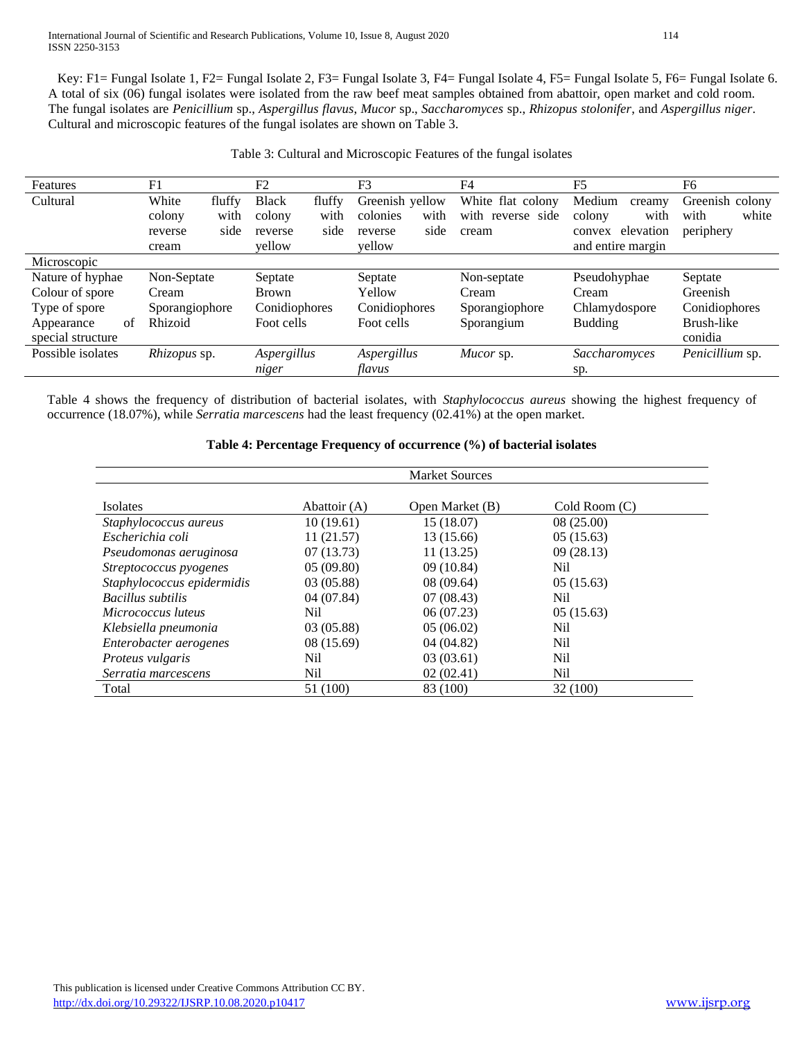Key: F1= Fungal Isolate 1, F2= Fungal Isolate 2, F3= Fungal Isolate 3, F4= Fungal Isolate 4, F5= Fungal Isolate 5, F6= Fungal Isolate 6. A total of six (06) fungal isolates were isolated from the raw beef meat samples obtained from abattoir, open market and cold room. The fungal isolates are *Penicillium* sp., *Aspergillus flavus*, *Mucor* sp., *Saccharomyces* sp., *Rhizopus stolonifer*, and *Aspergillus niger*. Cultural and microscopic features of the fungal isolates are shown on Table 3.

Table 3: Cultural and Microscopic Features of the fungal isolates

| Features | F1 | F2 | F3 | F4 | F5 | F6 |
|---|---|---|---|---|---|---|
| Cultural | White fluffy colony with reverse side cream | Black fluffy colony with reverse side yellow | Greenish yellow colonies with reverse side yellow | White flat colony with reverse side cream | Medium creamy colony with convex elevation and entire margin | Greenish colony with white periphery |
| Microscopic | | | | | | |
| Nature of hyphae | Non-Septate | Septate | Septate | Non-septate | Pseudohyphae | Septate |
| Colour of spore | Cream | Brown | Yellow | Cream | Cream | Greenish |
| Type of spore | Sporangiophore | Conidiophores | Conidiophores | Sporangiophore | Chlamydospore | Conidiophores |
| Appearance of special structure | Rhizoid | Foot cells | Foot cells | Sporangium | Budding | Brush-like conidia |
| Possible isolates | *Rhizopus* sp. | *Aspergillus niger* | *Aspergillus flavus* | *Mucor* sp. | *Saccharomyces* sp. | *Penicillium* sp. |

Table 4 shows the frequency of distribution of bacterial isolates, with *Staphylococcus aureus* showing the highest frequency of occurrence (18.07%), while *Serratia marcescens* had the least frequency (02.41%) at the open market.

**Table 4: Percentage Frequency of occurrence (%) of bacterial isolates**

| | Market Sources | | |
|---|---|---|---|
| Isolates | Abattoir (A) | Open Market (B) | Cold Room (C) |
| *Staphylococcus aureus* | 10 (19.61) | 15 (18.07) | 08 (25.00) |
| *Escherichia coli* | 11 (21.57) | 13 (15.66) | 05 (15.63) |
| *Pseudomonas aeruginosa* | 07 (13.73) | 11 (13.25) | 09 (28.13) |
| *Streptococcus pyogenes* | 05 (09.80) | 09 (10.84) | Nil |
| *Staphylococcus epidermidis* | 03 (05.88) | 08 (09.64) | 05 (15.63) |
| *Bacillus subtilis* | 04 (07.84) | 07 (08.43) | Nil |
| *Micrococcus luteus* | Nil | 06 (07.23) | 05 (15.63) |
| *Klebsiella pneumonia* | 03 (05.88) | 05 (06.02) | Nil |
| *Enterobacter aerogenes* | 08 (15.69) | 04 (04.82) | Nil |
| *Proteus vulgaris* | Nil | 03 (03.61) | Nil |
| *Serratia marcescens* | Nil | 02 (02.41) | Nil |
| Total | 51 (100) | 83 (100) | 32 (100) |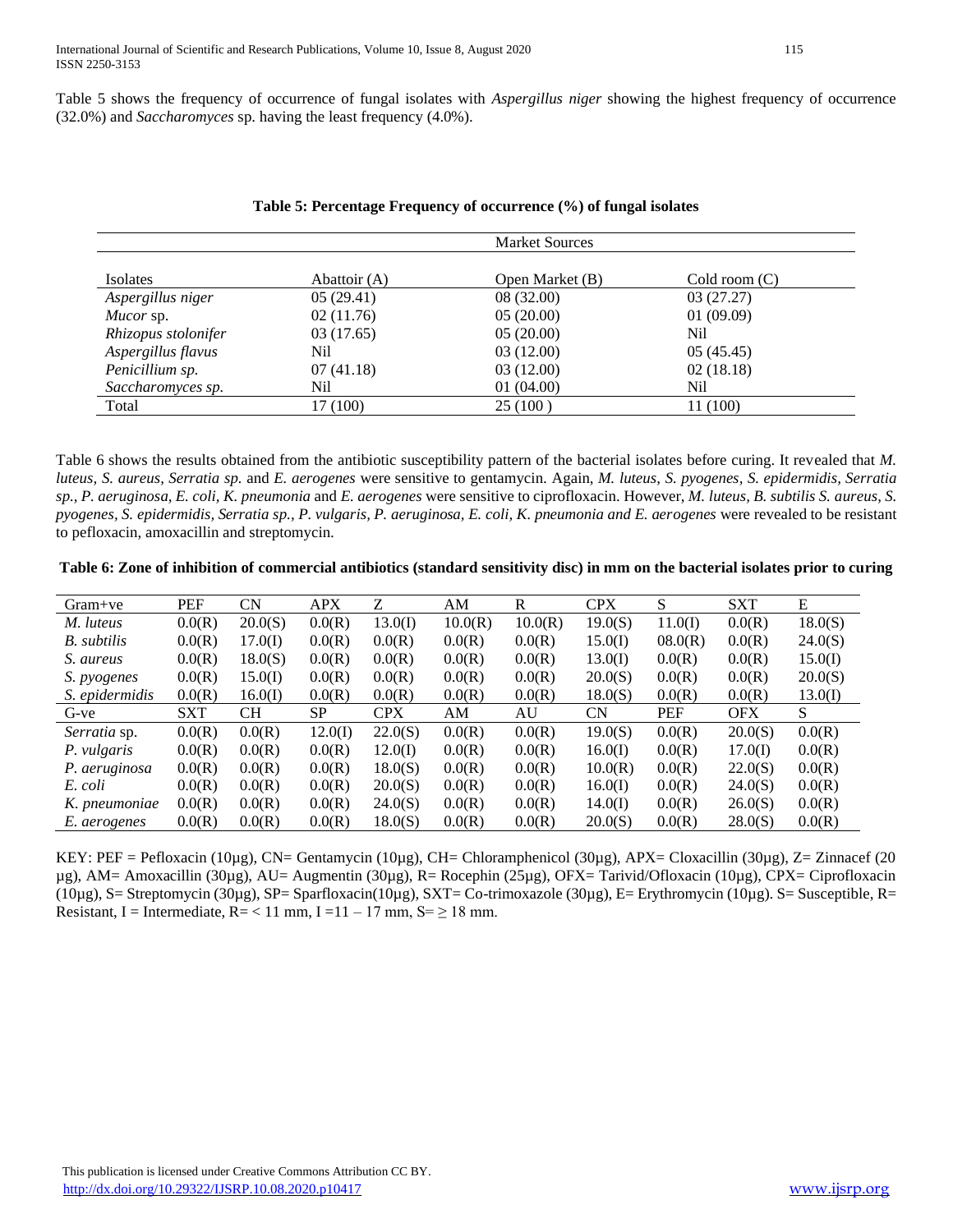Table 5 shows the frequency of occurrence of fungal isolates with *Aspergillus niger* showing the highest frequency of occurrence (32.0%) and *Saccharomyces* sp. having the least frequency (4.0%).

**Table 5: Percentage Frequency of occurrence (%) of fungal isolates**

| | Market Sources | | |
|---|---|---|---|
| Isolates | Abattoir (A) | Open Market (B) | Cold room (C) |
| *Aspergillus niger* | 05 (29.41) | 08 (32.00) | 03 (27.27) |
| *Mucor* sp. | 02 (11.76) | 05 (20.00) | 01 (09.09) |
| *Rhizopus stolonifer* | 03 (17.65) | 05 (20.00) | Nil |
| *Aspergillus flavus* | Nil | 03 (12.00) | 05 (45.45) |
| *Penicillium sp.* | 07 (41.18) | 03 (12.00) | 02 (18.18) |
| *Saccharomyces sp.* | Nil | 01 (04.00) | Nil |
| Total | 17 (100) | 25 (100 ) | 11 (100) |

Table 6 shows the results obtained from the antibiotic susceptibility pattern of the bacterial isolates before curing. It revealed that *M. luteus, S. aureus, Serratia sp.* and *E. aerogenes* were sensitive to gentamycin. Again, *M. luteus, S. pyogenes, S. epidermidis, Serratia sp., P. aeruginosa, E. coli, K. pneumonia* and *E. aerogenes* were sensitive to ciprofloxacin. However, *M. luteus, B. subtilis S. aureus, S. pyogenes, S. epidermidis, Serratia sp., P. vulgaris, P. aeruginosa, E. coli, K. pneumonia and E. aerogenes* were revealed to be resistant to pefloxacin, amoxacillin and streptomycin.

**Table 6: Zone of inhibition of commercial antibiotics (standard sensitivity disc) in mm on the bacterial isolates prior to curing**

| Gram+ve | PEF | CN | APX | Z | AM | R | CPX | S | SXT | E |
|---|---|---|---|---|---|---|---|---|---|---|
| *M. luteus* | 0.0(R) | 20.0(S) | 0.0(R) | 13.0(I) | 10.0(R) | 10.0(R) | 19.0(S) | 11.0(I) | 0.0(R) | 18.0(S) |
| *B. subtilis* | 0.0(R) | 17.0(I) | 0.0(R) | 0.0(R) | 0.0(R) | 0.0(R) | 15.0(I) | 08.0(R) | 0.0(R) | 24.0(S) |
| *S. aureus* | 0.0(R) | 18.0(S) | 0.0(R) | 0.0(R) | 0.0(R) | 0.0(R) | 13.0(I) | 0.0(R) | 0.0(R) | 15.0(I) |
| *S. pyogenes* | 0.0(R) | 15.0(I) | 0.0(R) | 0.0(R) | 0.0(R) | 0.0(R) | 20.0(S) | 0.0(R) | 0.0(R) | 20.0(S) |
| *S. epidermidis* | 0.0(R) | 16.0(I) | 0.0(R) | 0.0(R) | 0.0(R) | 0.0(R) | 18.0(S) | 0.0(R) | 0.0(R) | 13.0(I) |
| G-ve | SXT | CH | SP | CPX | AM | AU | CN | PEF | OFX | S |
| *Serratia* sp. | 0.0(R) | 0.0(R) | 12.0(I) | 22.0(S) | 0.0(R) | 0.0(R) | 19.0(S) | 0.0(R) | 20.0(S) | 0.0(R) |
| *P. vulgaris* | 0.0(R) | 0.0(R) | 0.0(R) | 12.0(I) | 0.0(R) | 0.0(R) | 16.0(I) | 0.0(R) | 17.0(I) | 0.0(R) |
| *P. aeruginosa* | 0.0(R) | 0.0(R) | 0.0(R) | 18.0(S) | 0.0(R) | 0.0(R) | 10.0(R) | 0.0(R) | 22.0(S) | 0.0(R) |
| *E. coli* | 0.0(R) | 0.0(R) | 0.0(R) | 20.0(S) | 0.0(R) | 0.0(R) | 16.0(I) | 0.0(R) | 24.0(S) | 0.0(R) |
| *K. pneumoniae* | 0.0(R) | 0.0(R) | 0.0(R) | 24.0(S) | 0.0(R) | 0.0(R) | 14.0(I) | 0.0(R) | 26.0(S) | 0.0(R) |
| *E. aerogenes* | 0.0(R) | 0.0(R) | 0.0(R) | 18.0(S) | 0.0(R) | 0.0(R) | 20.0(S) | 0.0(R) | 28.0(S) | 0.0(R) |

KEY: PEF = Pefloxacin (10µg), CN= Gentamycin (10µg), CH= Chloramphenicol (30µg), APX= Cloxacillin (30µg), Z= Zinnacef (20 µg), AM= Amoxacillin (30µg), AU= Augmentin (30µg), R= Rocephin (25µg), OFX= Tarivid/Ofloxacin (10µg), CPX= Ciprofloxacin (10µg), S= Streptomycin (30µg), SP= Sparfloxacin(10µg), SXT= Co-trimoxazole (30µg), E= Erythromycin (10µg). S= Susceptible, R= Resistant, I = Intermediate, R= < 11 mm, I =11 – 17 mm, S= ≥ 18 mm.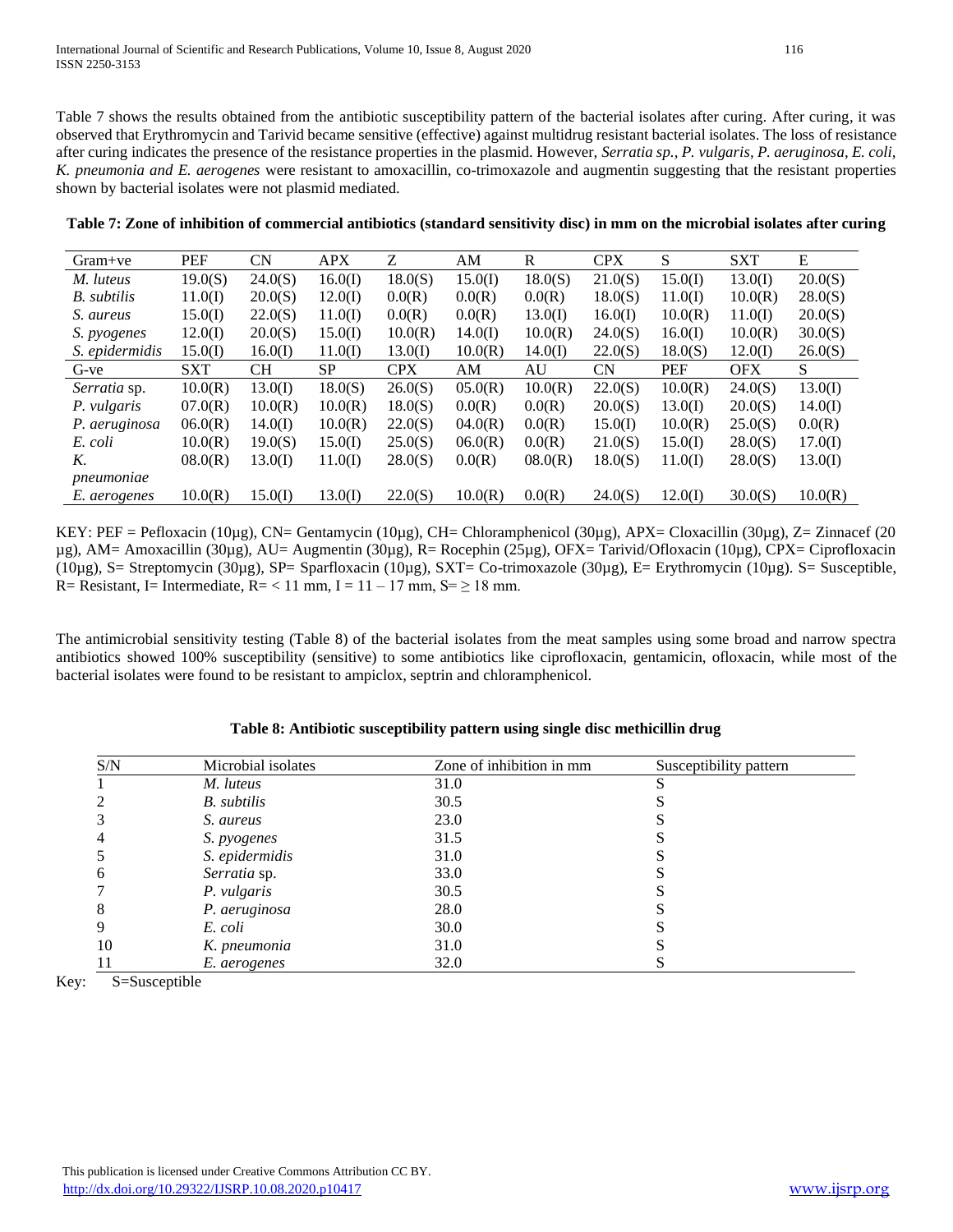Table 7 shows the results obtained from the antibiotic susceptibility pattern of the bacterial isolates after curing. After curing, it was observed that Erythromycin and Tarivid became sensitive (effective) against multidrug resistant bacterial isolates. The loss of resistance after curing indicates the presence of the resistance properties in the plasmid. However, *Serratia sp., P. vulgaris, P. aeruginosa, E. coli, K. pneumonia and E. aerogenes* were resistant to amoxacillin, co-trimoxazole and augmentin suggesting that the resistant properties shown by bacterial isolates were not plasmid mediated.

**Table 7: Zone of inhibition of commercial antibiotics (standard sensitivity disc) in mm on the microbial isolates after curing**

| Gram+ve | PEF | CN | APX | Z | AM | R | CPX | S | SXT | E |
|---|---|---|---|---|---|---|---|---|---|---|
| *M. luteus* | 19.0(S) | 24.0(S) | 16.0(I) | 18.0(S) | 15.0(I) | 18.0(S) | 21.0(S) | 15.0(I) | 13.0(I) | 20.0(S) |
| *B. subtilis* | 11.0(I) | 20.0(S) | 12.0(I) | 0.0(R) | 0.0(R) | 0.0(R) | 18.0(S) | 11.0(I) | 10.0(R) | 28.0(S) |
| *S. aureus* | 15.0(I) | 22.0(S) | 11.0(I) | 0.0(R) | 0.0(R) | 13.0(I) | 16.0(I) | 10.0(R) | 11.0(I) | 20.0(S) |
| *S. pyogenes* | 12.0(I) | 20.0(S) | 15.0(I) | 10.0(R) | 14.0(I) | 10.0(R) | 24.0(S) | 16.0(I) | 10.0(R) | 30.0(S) |
| *S. epidermidis* | 15.0(I) | 16.0(I) | 11.0(I) | 13.0(I) | 10.0(R) | 14.0(I) | 22.0(S) | 18.0(S) | 12.0(I) | 26.0(S) |
| G-ve | SXT | CH | SP | CPX | AM | AU | CN | PEF | OFX | S |
| *Serratia* sp. | 10.0(R) | 13.0(I) | 18.0(S) | 26.0(S) | 05.0(R) | 10.0(R) | 22.0(S) | 10.0(R) | 24.0(S) | 13.0(I) |
| *P. vulgaris* | 07.0(R) | 10.0(R) | 10.0(R) | 18.0(S) | 0.0(R) | 0.0(R) | 20.0(S) | 13.0(I) | 20.0(S) | 14.0(I) |
| *P. aeruginosa* | 06.0(R) | 14.0(I) | 10.0(R) | 22.0(S) | 04.0(R) | 0.0(R) | 15.0(I) | 10.0(R) | 25.0(S) | 0.0(R) |
| *E. coli* | 10.0(R) | 19.0(S) | 15.0(I) | 25.0(S) | 06.0(R) | 0.0(R) | 21.0(S) | 15.0(I) | 28.0(S) | 17.0(I) |
| *K. pneumoniae* | 08.0(R) | 13.0(I) | 11.0(I) | 28.0(S) | 0.0(R) | 08.0(R) | 18.0(S) | 11.0(I) | 28.0(S) | 13.0(I) |
| *E. aerogenes* | 10.0(R) | 15.0(I) | 13.0(I) | 22.0(S) | 10.0(R) | 0.0(R) | 24.0(S) | 12.0(I) | 30.0(S) | 10.0(R) |

KEY: PEF = Pefloxacin (10µg), CN= Gentamycin (10µg), CH= Chloramphenicol (30µg), APX= Cloxacillin (30µg), Z= Zinnacef (20 µg), AM= Amoxacillin (30µg), AU= Augmentin (30µg), R= Rocephin (25µg), OFX= Tarivid/Ofloxacin (10µg), CPX= Ciprofloxacin (10µg), S= Streptomycin (30µg), SP= Sparfloxacin (10µg), SXT= Co-trimoxazole (30µg), E= Erythromycin (10µg). S= Susceptible, R= Resistant, I= Intermediate, R= < 11 mm, I = 11 – 17 mm, S= ≥ 18 mm.

The antimicrobial sensitivity testing (Table 8) of the bacterial isolates from the meat samples using some broad and narrow spectra antibiotics showed 100% susceptibility (sensitive) to some antibiotics like ciprofloxacin, gentamicin, ofloxacin, while most of the bacterial isolates were found to be resistant to ampiclox, septrin and chloramphenicol.

**Table 8: Antibiotic susceptibility pattern using single disc methicillin drug**

| S/N | Microbial isolates | Zone of inhibition in mm | Susceptibility pattern |
|---|---|---|---|
| 1 | *M. luteus* | 31.0 | S |
| 2 | *B. subtilis* | 30.5 | S |
| 3 | *S. aureus* | 23.0 | S |
| 4 | *S. pyogenes* | 31.5 | S |
| 5 | *S. epidermidis* | 31.0 | S |
| 6 | *Serratia* sp. | 33.0 | S |
| 7 | *P. vulgaris* | 30.5 | S |
| 8 | *P. aeruginosa* | 28.0 | S |
| 9 | *E. coli* | 30.0 | S |
| 10 | *K. pneumonia* | 31.0 | S |
| 11 | *E. aerogenes* | 32.0 | S |

Key: S=Susceptible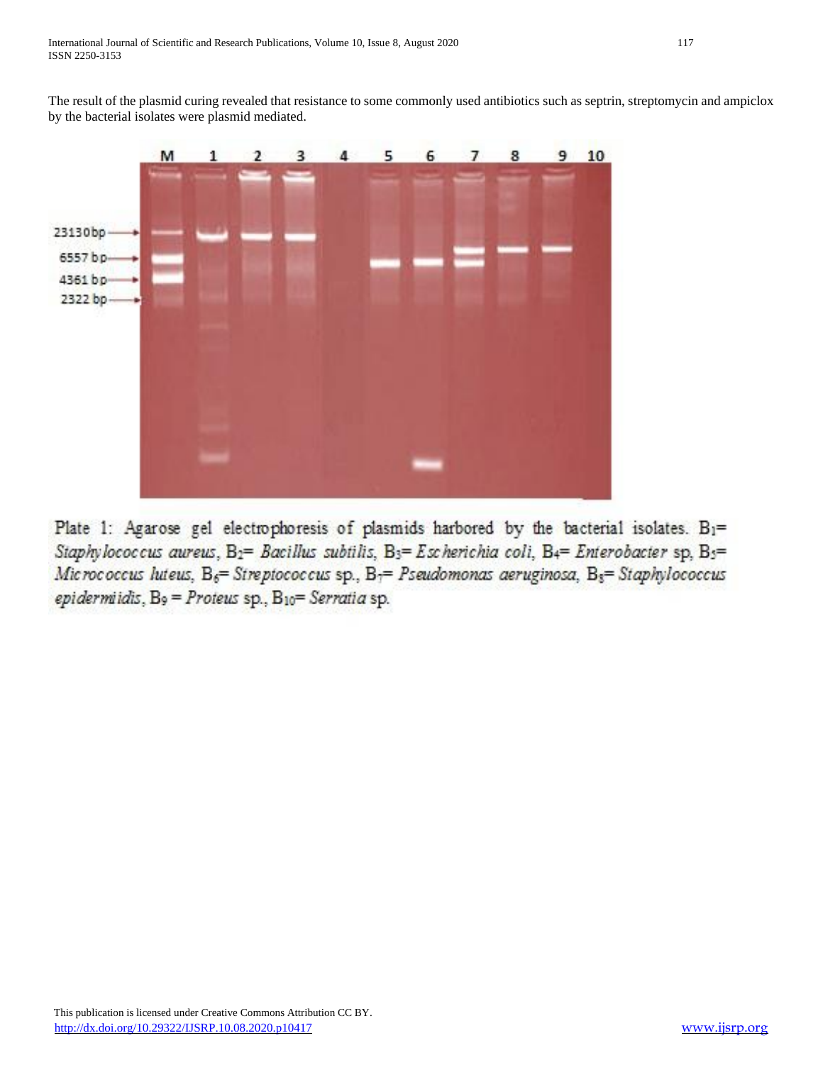The result of the plasmid curing revealed that resistance to some commonly used antibiotics such as septrin, streptomycin and ampiclox by the bacterial isolates were plasmid mediated.

Plate 1: Agarose gel electrophoresis of plasmids harbored by the bacterial isolates. $B_1$= *Staphylococcus aureus*, $B_2$= *Bacillus subtilis*, $B_3$= *Escherichia coli*, $B_4$= *Enterobacter* sp, $B_5$= *Micrococcus luteus*, $B_6$= *Streptococcus* sp., $B_7$= *Pseudomonas aeruginosa*, $B_8$= *Staphylococcus epidermiidis*, $B_9$ = *Proteus* sp., $B_{10}$= *Serratia* sp.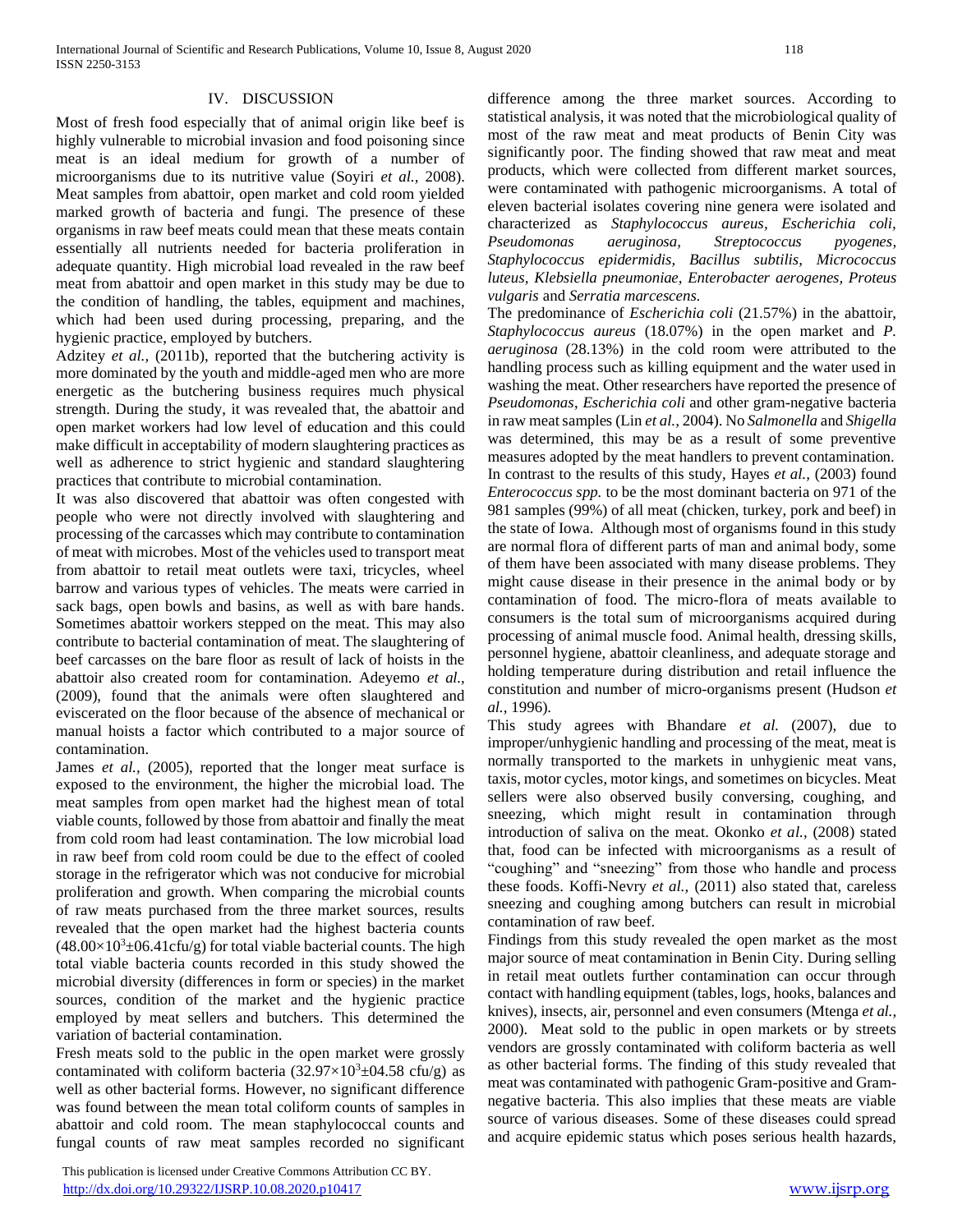## IV. DISCUSSION

Most of fresh food especially that of animal origin like beef is highly vulnerable to microbial invasion and food poisoning since meat is an ideal medium for growth of a number of microorganisms due to its nutritive value (Soyiri *et al.,* 2008). Meat samples from abattoir, open market and cold room yielded marked growth of bacteria and fungi. The presence of these organisms in raw beef meats could mean that these meats contain essentially all nutrients needed for bacteria proliferation in adequate quantity. High microbial load revealed in the raw beef meat from abattoir and open market in this study may be due to the condition of handling, the tables, equipment and machines, which had been used during processing, preparing, and the hygienic practice, employed by butchers.

Adzitey *et al.,* (2011b), reported that the butchering activity is more dominated by the youth and middle-aged men who are more energetic as the butchering business requires much physical strength. During the study, it was revealed that, the abattoir and open market workers had low level of education and this could make difficult in acceptability of modern slaughtering practices as well as adherence to strict hygienic and standard slaughtering practices that contribute to microbial contamination.

It was also discovered that abattoir was often congested with people who were not directly involved with slaughtering and processing of the carcasses which may contribute to contamination of meat with microbes. Most of the vehicles used to transport meat from abattoir to retail meat outlets were taxi, tricycles, wheel barrow and various types of vehicles. The meats were carried in sack bags, open bowls and basins, as well as with bare hands. Sometimes abattoir workers stepped on the meat. This may also contribute to bacterial contamination of meat. The slaughtering of beef carcasses on the bare floor as result of lack of hoists in the abattoir also created room for contamination. Adeyemo *et al.,* (2009), found that the animals were often slaughtered and eviscerated on the floor because of the absence of mechanical or manual hoists a factor which contributed to a major source of contamination.

James *et al.,* (2005), reported that the longer meat surface is exposed to the environment, the higher the microbial load. The meat samples from open market had the highest mean of total viable counts, followed by those from abattoir and finally the meat from cold room had least contamination. The low microbial load in raw beef from cold room could be due to the effect of cooled storage in the refrigerator which was not conducive for microbial proliferation and growth. When comparing the microbial counts of raw meats purchased from the three market sources, results revealed that the open market had the highest bacteria counts ($48.00\times10^3\pm06.41$cfu/g) for total viable bacterial counts. The high total viable bacteria counts recorded in this study showed the microbial diversity (differences in form or species) in the market sources, condition of the market and the hygienic practice employed by meat sellers and butchers. This determined the variation of bacterial contamination.

Fresh meats sold to the public in the open market were grossly contaminated with coliform bacteria ($32.97\times10^3\pm04.58$ cfu/g) as well as other bacterial forms. However, no significant difference was found between the mean total coliform counts of samples in abattoir and cold room. The mean staphylococcal counts and fungal counts of raw meat samples recorded no significant difference among the three market sources. According to statistical analysis, it was noted that the microbiological quality of most of the raw meat and meat products of Benin City was significantly poor. The finding showed that raw meat and meat products, which were collected from different market sources, were contaminated with pathogenic microorganisms. A total of eleven bacterial isolates covering nine genera were isolated and characterized as *Staphylococcus aureus, Escherichia coli, Pseudomonas aeruginosa, Streptococcus pyogenes, Staphylococcus epidermidis, Bacillus subtilis, Micrococcus luteus, Klebsiella pneumoniae, Enterobacter aerogenes, Proteus vulgaris* and *Serratia marcescens.*

The predominance of *Escherichia coli* (21.57%) in the abattoir, *Staphylococcus aureus* (18.07%) in the open market and *P. aeruginosa* (28.13%) in the cold room were attributed to the handling process such as killing equipment and the water used in washing the meat. Other researchers have reported the presence of *Pseudomonas, Escherichia coli* and other gram-negative bacteria in raw meat samples (Lin *et al.,* 2004). No *Salmonella* and *Shigella* was determined, this may be as a result of some preventive measures adopted by the meat handlers to prevent contamination. In contrast to the results of this study, Hayes *et al.,* (2003) found *Enterococcus spp.* to be the most dominant bacteria on 971 of the 981 samples (99%) of all meat (chicken, turkey, pork and beef) in the state of Iowa. Although most of organisms found in this study are normal flora of different parts of man and animal body, some of them have been associated with many disease problems. They might cause disease in their presence in the animal body or by contamination of food. The micro-flora of meats available to consumers is the total sum of microorganisms acquired during processing of animal muscle food. Animal health, dressing skills, personnel hygiene, abattoir cleanliness, and adequate storage and holding temperature during distribution and retail influence the constitution and number of micro-organisms present (Hudson *et al.,* 1996).

This study agrees with Bhandare *et al.* (2007), due to improper/unhygienic handling and processing of the meat, meat is normally transported to the markets in unhygienic meat vans, taxis, motor cycles, motor kings, and sometimes on bicycles. Meat sellers were also observed busily conversing, coughing, and sneezing, which might result in contamination through introduction of saliva on the meat. Okonko *et al.,* (2008) stated that, food can be infected with microorganisms as a result of "coughing" and "sneezing" from those who handle and process these foods. Koffi-Nevry *et al.,* (2011) also stated that, careless sneezing and coughing among butchers can result in microbial contamination of raw beef.

Findings from this study revealed the open market as the most major source of meat contamination in Benin City. During selling in retail meat outlets further contamination can occur through contact with handling equipment (tables, logs, hooks, balances and knives), insects, air, personnel and even consumers (Mtenga *et al.,* 2000). Meat sold to the public in open markets or by streets vendors are grossly contaminated with coliform bacteria as well as other bacterial forms. The finding of this study revealed that meat was contaminated with pathogenic Gram-positive and Gram-negative bacteria. This also implies that these meats are viable source of various diseases. Some of these diseases could spread and acquire epidemic status which poses serious health hazards,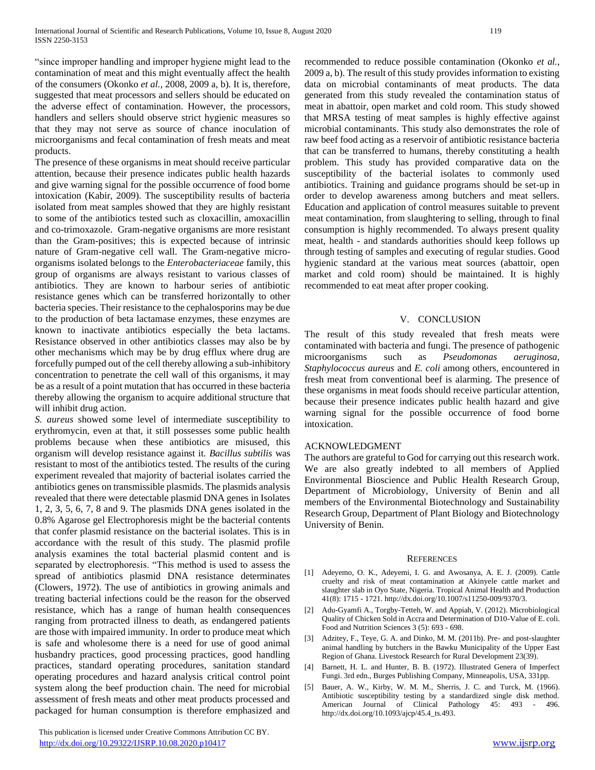"since improper handling and improper hygiene might lead to the contamination of meat and this might eventually affect the health of the consumers (Okonko *et al.,* 2008, 2009 a, b). It is, therefore, suggested that meat processors and sellers should be educated on the adverse effect of contamination. However, the processors, handlers and sellers should observe strict hygienic measures so that they may not serve as source of chance inoculation of microorganisms and fecal contamination of fresh meats and meat products.

The presence of these organisms in meat should receive particular attention, because their presence indicates public health hazards and give warning signal for the possible occurrence of food borne intoxication (Kabir, 2009). The susceptibility results of bacteria isolated from meat samples showed that they are highly resistant to some of the antibiotics tested such as cloxacillin, amoxacillin and co-trimoxazole. Gram-negative organisms are more resistant than the Gram-positives; this is expected because of intrinsic nature of Gram-negative cell wall. The Gram-negative micro-organisms isolated belongs to the *Enterobacteriaceae* family, this group of organisms are always resistant to various classes of antibiotics. They are known to harbour series of antibiotic resistance genes which can be transferred horizontally to other bacteria species. Their resistance to the cephalosporins may be due to the production of beta lactamase enzymes, these enzymes are known to inactivate antibiotics especially the beta lactams. Resistance observed in other antibiotics classes may also be by other mechanisms which may be by drug efflux where drug are forcefully pumped out of the cell thereby allowing a sub-inhibitory concentration to penetrate the cell wall of this organisms, it may be as a result of a point mutation that has occurred in these bacteria thereby allowing the organism to acquire additional structure that will inhibit drug action.

*S. aureus* showed some level of intermediate susceptibility to erythromycin, even at that, it still possesses some public health problems because when these antibiotics are misused, this organism will develop resistance against it. *Bacillus subtilis* was resistant to most of the antibiotics tested. The results of the curing experiment revealed that majority of bacterial isolates carried the antibiotics genes on transmissible plasmids. The plasmids analysis revealed that there were detectable plasmid DNA genes in Isolates 1, 2, 3, 5, 6, 7, 8 and 9. The plasmids DNA genes isolated in the 0.8% Agarose gel Electrophoresis might be the bacterial contents that confer plasmid resistance on the bacterial isolates. This is in accordance with the result of this study. The plasmid profile analysis examines the total bacterial plasmid content and is separated by electrophoresis. "This method is used to assess the spread of antibiotics plasmid DNA resistance determinates (Clowers, 1972). The use of antibiotics in growing animals and treating bacterial infections could be the reason for the observed resistance, which has a range of human health consequences ranging from protracted illness to death, as endangered patients are those with impaired immunity. In order to produce meat which is safe and wholesome there is a need for use of good animal husbandry practices, good processing practices, good handling practices, standard operating procedures, sanitation standard operating procedures and hazard analysis critical control point system along the beef production chain. The need for microbial assessment of fresh meats and other meat products processed and packaged for human consumption is therefore emphasized and recommended to reduce possible contamination (Okonko *et al.,* 2009 a, b). The result of this study provides information to existing data on microbial contaminants of meat products. The data generated from this study revealed the contamination status of meat in abattoir, open market and cold room. This study showed that MRSA testing of meat samples is highly effective against microbial contaminants. This study also demonstrates the role of raw beef food acting as a reservoir of antibiotic resistance bacteria that can be transferred to humans, thereby constituting a health problem. This study has provided comparative data on the susceptibility of the bacterial isolates to commonly used antibiotics. Training and guidance programs should be set-up in order to develop awareness among butchers and meat sellers. Education and application of control measures suitable to prevent meat contamination, from slaughtering to selling, through to final consumption is highly recommended. To always present quality meat, health - and standards authorities should keep follows up through testing of samples and executing of regular studies. Good hygienic standard at the various meat sources (abattoir, open market and cold room) should be maintained. It is highly recommended to eat meat after proper cooking.

## V. CONCLUSION

The result of this study revealed that fresh meats were contaminated with bacteria and fungi. The presence of pathogenic microorganisms such as *Pseudomonas aeruginosa, Staphylococcus aureus* and *E. coli* among others, encountered in fresh meat from conventional beef is alarming. The presence of these organisms in meat foods should receive particular attention, because their presence indicates public health hazard and give warning signal for the possible occurrence of food borne intoxication.

## ACKNOWLEDGMENT

The authors are grateful to God for carrying out this research work. We are also greatly indebted to all members of Applied Environmental Bioscience and Public Health Research Group, Department of Microbiology, University of Benin and all members of the Environmental Biotechnology and Sustainability Research Group, Department of Plant Biology and Biotechnology University of Benin.

## REFERENCES

[1] Adeyemo, O. K., Adeyemi, I. G. and Awosanya, A. E. J. (2009). Cattle cruelty and risk of meat contamination at Akinyele cattle market and slaughter slab in Oyo State, Nigeria. Tropical Animal Health and Production 41(8): 1715 - 1721. http://dx.doi.org/10.1007/s11250-009/9370/3.

[2] Adu-Gyamfi A., Torgby-Tetteh, W. and Appiah, V. (2012). Microbiological Quality of Chicken Sold in Accra and Determination of D10-Value of E. coli. Food and Nutrition Sciences 3 (5): 693 - 698.

[3] Adzitey, F., Teye, G. A. and Dinko, M. M. (2011b). Pre- and post-slaughter animal handling by butchers in the Bawku Municipality of the Upper East Region of Ghana. Livestock Research for Rural Development 23(39).

[4] Barnett, H. L. and Hunter, B. B. (1972). Illustrated Genera of Imperfect Fungi. 3rd edn., Burges Publishing Company, Minneapolis, USA, 331pp.

[5] Bauer, A. W., Kirby, W. M. M., Sherris, J. C. and Turck, M. (1966). Antibiotic susceptibility testing by a standardized single disk method. American Journal of Clinical Pathology 45: 493 - 496. http://dx.doi.org/10.1093/ajcp/45.4_ts.493.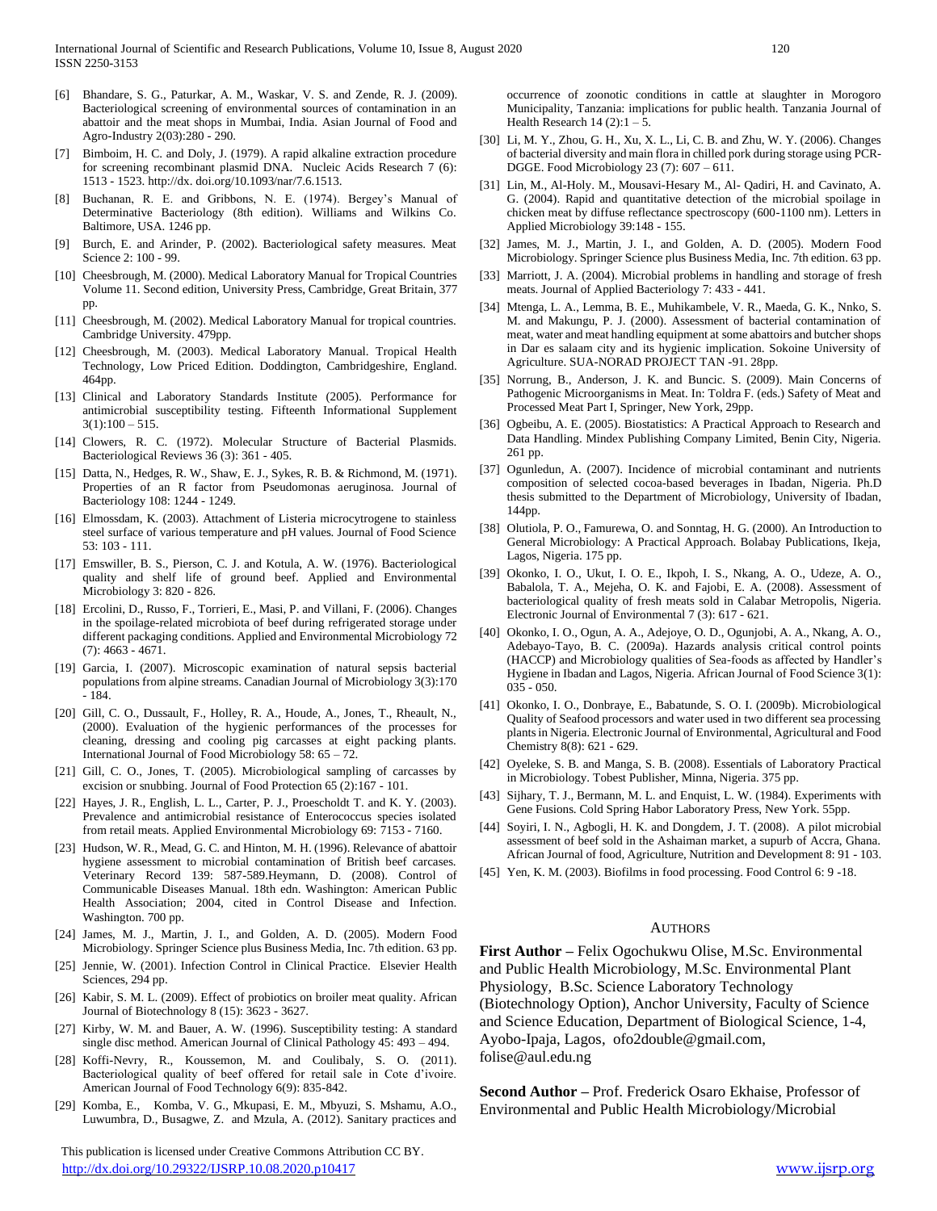[6] Bhandare, S. G., Paturkar, A. M., Waskar, V. S. and Zende, R. J. (2009). Bacteriological screening of environmental sources of contamination in an abattoir and the meat shops in Mumbai, India. Asian Journal of Food and Agro-Industry 2(03):280 - 290.

[7] Bimboim, H. C. and Doly, J. (1979). A rapid alkaline extraction procedure for screening recombinant plasmid DNA. Nucleic Acids Research 7 (6): 1513 - 1523. http://dx. doi.org/10.1093/nar/7.6.1513.

[8] Buchanan, R. E. and Gribbons, N. E. (1974). Bergey's Manual of Determinative Bacteriology (8th edition). Williams and Wilkins Co. Baltimore, USA. 1246 pp.

[9] Burch, E. and Arinder, P. (2002). Bacteriological safety measures. Meat Science 2: 100 - 99.

[10] Cheesbrough, M. (2000). Medical Laboratory Manual for Tropical Countries Volume 11. Second edition, University Press, Cambridge, Great Britain, 377 pp.

[11] Cheesbrough, M. (2002). Medical Laboratory Manual for tropical countries. Cambridge University. 479pp.

[12] Cheesbrough, M. (2003). Medical Laboratory Manual. Tropical Health Technology, Low Priced Edition. Doddington, Cambridgeshire, England. 464pp.

[13] Clinical and Laboratory Standards Institute (2005). Performance for antimicrobial susceptibility testing. Fifteenth Informational Supplement 3(1):100 – 515.

[14] Clowers, R. C. (1972). Molecular Structure of Bacterial Plasmids. Bacteriological Reviews 36 (3): 361 - 405.

[15] Datta, N., Hedges, R. W., Shaw, E. J., Sykes, R. B. & Richmond, M. (1971). Properties of an R factor from Pseudomonas aeruginosa. Journal of Bacteriology 108: 1244 - 1249.

[16] Elmossdam, K. (2003). Attachment of Listeria microcytrogene to stainless steel surface of various temperature and pH values. Journal of Food Science 53: 103 - 111.

[17] Emswiller, B. S., Pierson, C. J. and Kotula, A. W. (1976). Bacteriological quality and shelf life of ground beef. Applied and Environmental Microbiology 3: 820 - 826.

[18] Ercolini, D., Russo, F., Torrieri, E., Masi, P. and Villani, F. (2006). Changes in the spoilage-related microbiota of beef during refrigerated storage under different packaging conditions. Applied and Environmental Microbiology 72 (7): 4663 - 4671.

[19] Garcia, I. (2007). Microscopic examination of natural sepsis bacterial populations from alpine streams. Canadian Journal of Microbiology 3(3):170 - 184.

[20] Gill, C. O., Dussault, F., Holley, R. A., Houde, A., Jones, T., Rheault, N., (2000). Evaluation of the hygienic performances of the processes for cleaning, dressing and cooling pig carcasses at eight packing plants. International Journal of Food Microbiology 58: 65 – 72.

[21] Gill, C. O., Jones, T. (2005). Microbiological sampling of carcasses by excision or snubbing. Journal of Food Protection 65 (2):167 - 101.

[22] Hayes, J. R., English, L. L., Carter, P. J., Proescholdt T. and K. Y. (2003). Prevalence and antimicrobial resistance of Enterococcus species isolated from retail meats. Applied Environmental Microbiology 69: 7153 - 7160.

[23] Hudson, W. R., Mead, G. C. and Hinton, M. H. (1996). Relevance of abattoir hygiene assessment to microbial contamination of British beef carcases. Veterinary Record 139: 587-589.Heymann, D. (2008). Control of Communicable Diseases Manual. 18th edn. Washington: American Public Health Association; 2004, cited in Control Disease and Infection. Washington. 700 pp.

[24] James, M. J., Martin, J. I., and Golden, A. D. (2005). Modern Food Microbiology. Springer Science plus Business Media, Inc. 7th edition. 63 pp.

[25] Jennie, W. (2001). Infection Control in Clinical Practice. Elsevier Health Sciences, 294 pp.

[26] Kabir, S. M. L. (2009). Effect of probiotics on broiler meat quality. African Journal of Biotechnology 8 (15): 3623 - 3627.

[27] Kirby, W. M. and Bauer, A. W. (1996). Susceptibility testing: A standard single disc method. American Journal of Clinical Pathology 45: 493 – 494.

[28] Koffi-Nevry, R., Koussemon, M. and Coulibaly, S. O. (2011). Bacteriological quality of beef offered for retail sale in Cote d'ivoire. American Journal of Food Technology 6(9): 835-842.

[29] Komba, E., Komba, V. G., Mkupasi, E. M., Mbyuzi, S. Mshamu, A.O., Luwumbra, D., Busagwe, Z. and Mzula, A. (2012). Sanitary practices and occurrence of zoonotic conditions in cattle at slaughter in Morogoro Municipality, Tanzania: implications for public health. Tanzania Journal of Health Research 14 (2):1 – 5.

[30] Li, M. Y., Zhou, G. H., Xu, X. L., Li, C. B. and Zhu, W. Y. (2006). Changes of bacterial diversity and main flora in chilled pork during storage using PCR-DGGE. Food Microbiology 23 (7): 607 – 611.

[31] Lin, M., Al-Holy. M., Mousavi-Hesary M., Al- Qadiri, H. and Cavinato, A. G. (2004). Rapid and quantitative detection of the microbial spoilage in chicken meat by diffuse reflectance spectroscopy (600-1100 nm). Letters in Applied Microbiology 39:148 - 155.

[32] James, M. J., Martin, J. I., and Golden, A. D. (2005). Modern Food Microbiology. Springer Science plus Business Media, Inc. 7th edition. 63 pp.

[33] Marriott, J. A. (2004). Microbial problems in handling and storage of fresh meats. Journal of Applied Bacteriology 7: 433 - 441.

[34] Mtenga, L. A., Lemma, B. E., Muhikambele, V. R., Maeda, G. K., Nnko, S. M. and Makungu, P. J. (2000). Assessment of bacterial contamination of meat, water and meat handling equipment at some abattoirs and butcher shops in Dar es salaam city and its hygienic implication. Sokoine University of Agriculture. SUA-NORAD PROJECT TAN -91. 28pp.

[35] Norrung, B., Anderson, J. K. and Buncic. S. (2009). Main Concerns of Pathogenic Microorganisms in Meat. In: Toldra F. (eds.) Safety of Meat and Processed Meat Part I, Springer, New York, 29pp.

[36] Ogbeibu, A. E. (2005). Biostatistics: A Practical Approach to Research and Data Handling. Mindex Publishing Company Limited, Benin City, Nigeria. 261 pp.

[37] Ogunledun, A. (2007). Incidence of microbial contaminant and nutrients composition of selected cocoa-based beverages in Ibadan, Nigeria. Ph.D thesis submitted to the Department of Microbiology, University of Ibadan, 144pp.

[38] Olutiola, P. O., Famurewa, O. and Sonntag, H. G. (2000). An Introduction to General Microbiology: A Practical Approach. Bolabay Publications, Ikeja, Lagos, Nigeria. 175 pp.

[39] Okonko, I. O., Ukut, I. O. E., Ikpoh, I. S., Nkang, A. O., Udeze, A. O., Babalola, T. A., Mejeha, O. K. and Fajobi, E. A. (2008). Assessment of bacteriological quality of fresh meats sold in Calabar Metropolis, Nigeria. Electronic Journal of Environmental 7 (3): 617 - 621.

[40] Okonko, I. O., Ogun, A. A., Adejoye, O. D., Ogunjobi, A. A., Nkang, A. O., Adebayo-Tayo, B. C. (2009a). Hazards analysis critical control points (HACCP) and Microbiology qualities of Sea-foods as affected by Handler's Hygiene in Ibadan and Lagos, Nigeria. African Journal of Food Science 3(1): 035 - 050.

[41] Okonko, I. O., Donbraye, E., Babatunde, S. O. I. (2009b). Microbiological Quality of Seafood processors and water used in two different sea processing plants in Nigeria. Electronic Journal of Environmental, Agricultural and Food Chemistry 8(8): 621 - 629.

[42] Oyeleke, S. B. and Manga, S. B. (2008). Essentials of Laboratory Practical in Microbiology. Tobest Publisher, Minna, Nigeria. 375 pp.

[43] Sijhary, T. J., Bermann, M. L. and Enquist, L. W. (1984). Experiments with Gene Fusions. Cold Spring Habor Laboratory Press, New York. 55pp.

[44] Soyiri, I. N., Agbogli, H. K. and Dongdem, J. T. (2008). A pilot microbial assessment of beef sold in the Ashaiman market, a supurb of Accra, Ghana. African Journal of food, Agriculture, Nutrition and Development 8: 91 - 103.

[45] Yen, K. M. (2003). Biofilms in food processing. Food Control 6: 9 -18.

## AUTHORS

**First Author** – Felix Ogochukwu Olise, M.Sc. Environmental and Public Health Microbiology, M.Sc. Environmental Plant Physiology, B.Sc. Science Laboratory Technology (Biotechnology Option), Anchor University, Faculty of Science and Science Education, Department of Biological Science, 1-4, Ayobo-Ipaja, Lagos, ofo2double@gmail.com, folise@aul.edu.ng

**Second Author** – Prof. Frederick Osaro Ekhaise, Professor of Environmental and Public Health Microbiology/Microbial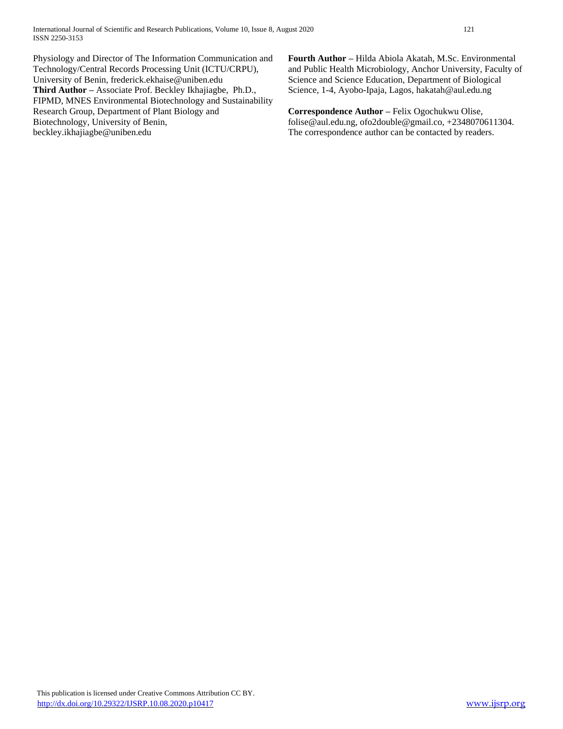Physiology and Director of The Information Communication and Technology/Central Records Processing Unit (ICTU/CRPU), University of Benin, frederick.ekhaise@uniben.edu

**Third Author** – Associate Prof. Beckley Ikhajiagbe, Ph.D., FIPMD, MNES Environmental Biotechnology and Sustainability Research Group, Department of Plant Biology and Biotechnology, University of Benin, beckley.ikhajiagbe@uniben.edu

**Fourth Author** – Hilda Abiola Akatah, M.Sc. Environmental and Public Health Microbiology, Anchor University, Faculty of Science and Science Education, Department of Biological Science, 1-4, Ayobo-Ipaja, Lagos, hakatah@aul.edu.ng

**Correspondence Author** – Felix Ogochukwu Olise, folise@aul.edu.ng, ofo2double@gmail.co, +2348070611304. The correspondence author can be contacted by readers.